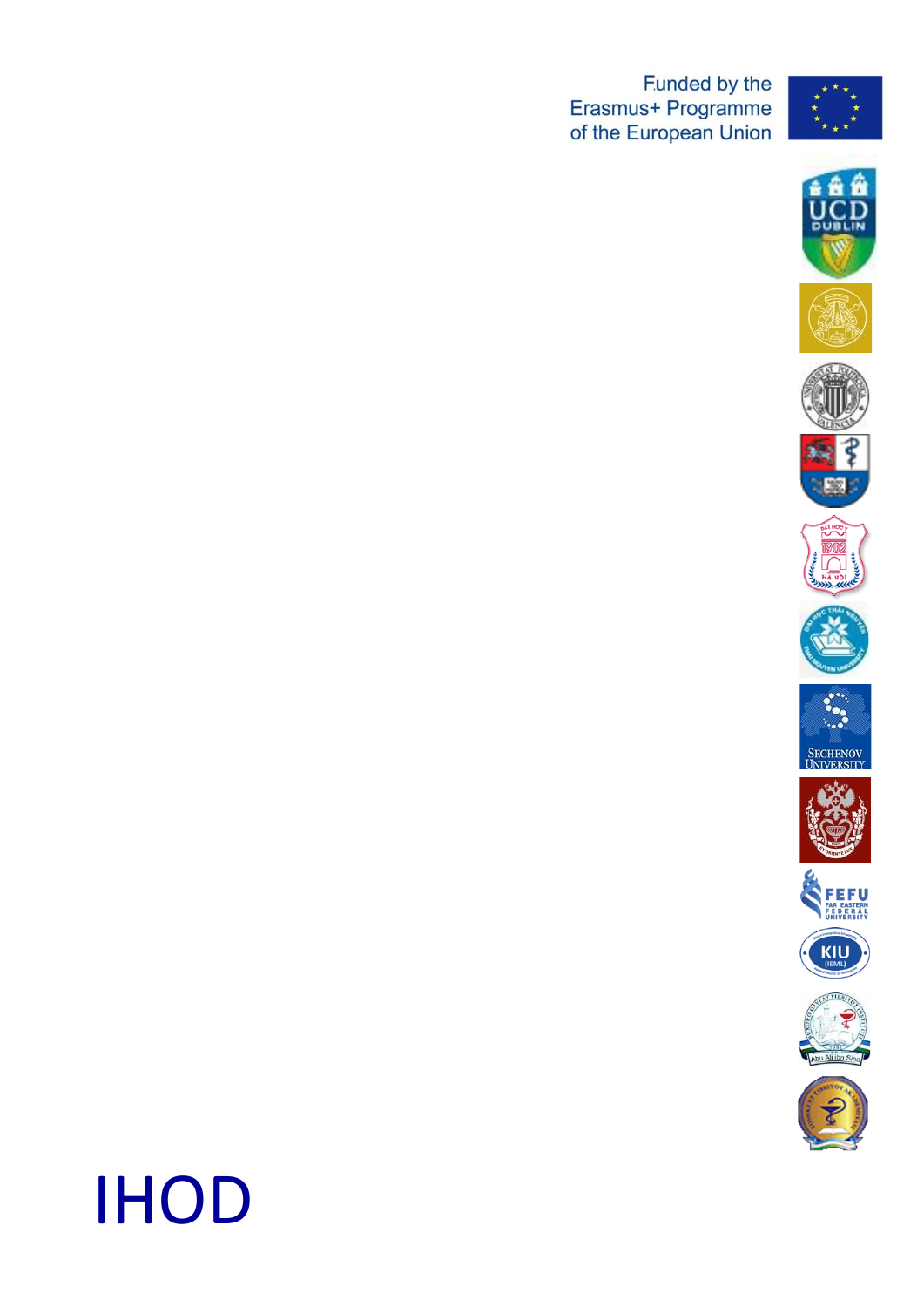Funded by the
Erasmus+ Programme
of the European Union

# IHOD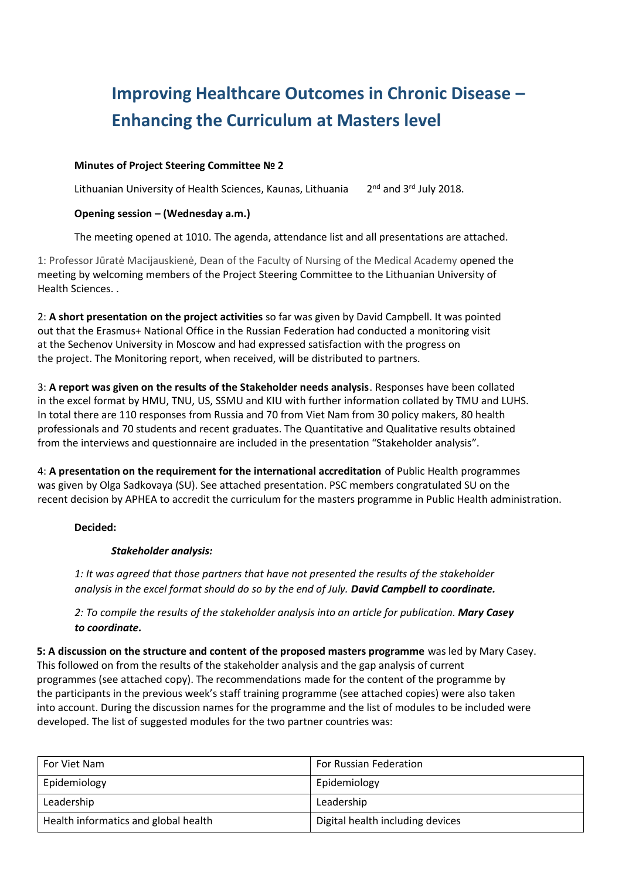# Improving Healthcare Outcomes in Chronic Disease – Enhancing the Curriculum at Masters level

**Minutes of Project Steering Committee № 2**

Lithuanian University of Health Sciences, Kaunas, Lithuania 2nd and 3rd July 2018.

**Opening session – (Wednesday a.m.)**

The meeting opened at 1010. The agenda, attendance list and all presentations are attached.

1: Professor Jūratė Macijauskienė, Dean of the Faculty of Nursing of the Medical Academy opened the meeting by welcoming members of the Project Steering Committee to the Lithuanian University of Health Sciences. .

2: **A short presentation on the project activities** so far was given by David Campbell. It was pointed out that the Erasmus+ National Office in the Russian Federation had conducted a monitoring visit at the Sechenov University in Moscow and had expressed satisfaction with the progress on the project. The Monitoring report, when received, will be distributed to partners.

3: **A report was given on the results of the Stakeholder needs analysis**. Responses have been collated in the excel format by HMU, TNU, US, SSMU and KIU with further information collated by TMU and LUHS. In total there are 110 responses from Russia and 70 from Viet Nam from 30 policy makers, 80 health professionals and 70 students and recent graduates. The Quantitative and Qualitative results obtained from the interviews and questionnaire are included in the presentation "Stakeholder analysis".

4: **A presentation on the requirement for the international accreditation** of Public Health programmes was given by Olga Sadkovaya (SU). See attached presentation. PSC members congratulated SU on the recent decision by APHEA to accredit the curriculum for the masters programme in Public Health administration.

**Decided:**

***Stakeholder analysis:***

*1: It was agreed that those partners that have not presented the results of the stakeholder analysis in the excel format should do so by the end of July.* ***David Campbell to coordinate.***

*2: To compile the results of the stakeholder analysis into an article for publication.* ***Mary Casey to coordinate.***

**5: A discussion on the structure and content of the proposed masters programme** was led by Mary Casey. This followed on from the results of the stakeholder analysis and the gap analysis of current programmes (see attached copy). The recommendations made for the content of the programme by the participants in the previous week's staff training programme (see attached copies) were also taken into account. During the discussion names for the programme and the list of modules to be included were developed. The list of suggested modules for the two partner countries was:

| For Viet Nam | For Russian Federation |
|---|---|
| Epidemiology | Epidemiology |
| Leadership | Leadership |
| Health informatics and global health | Digital health including devices |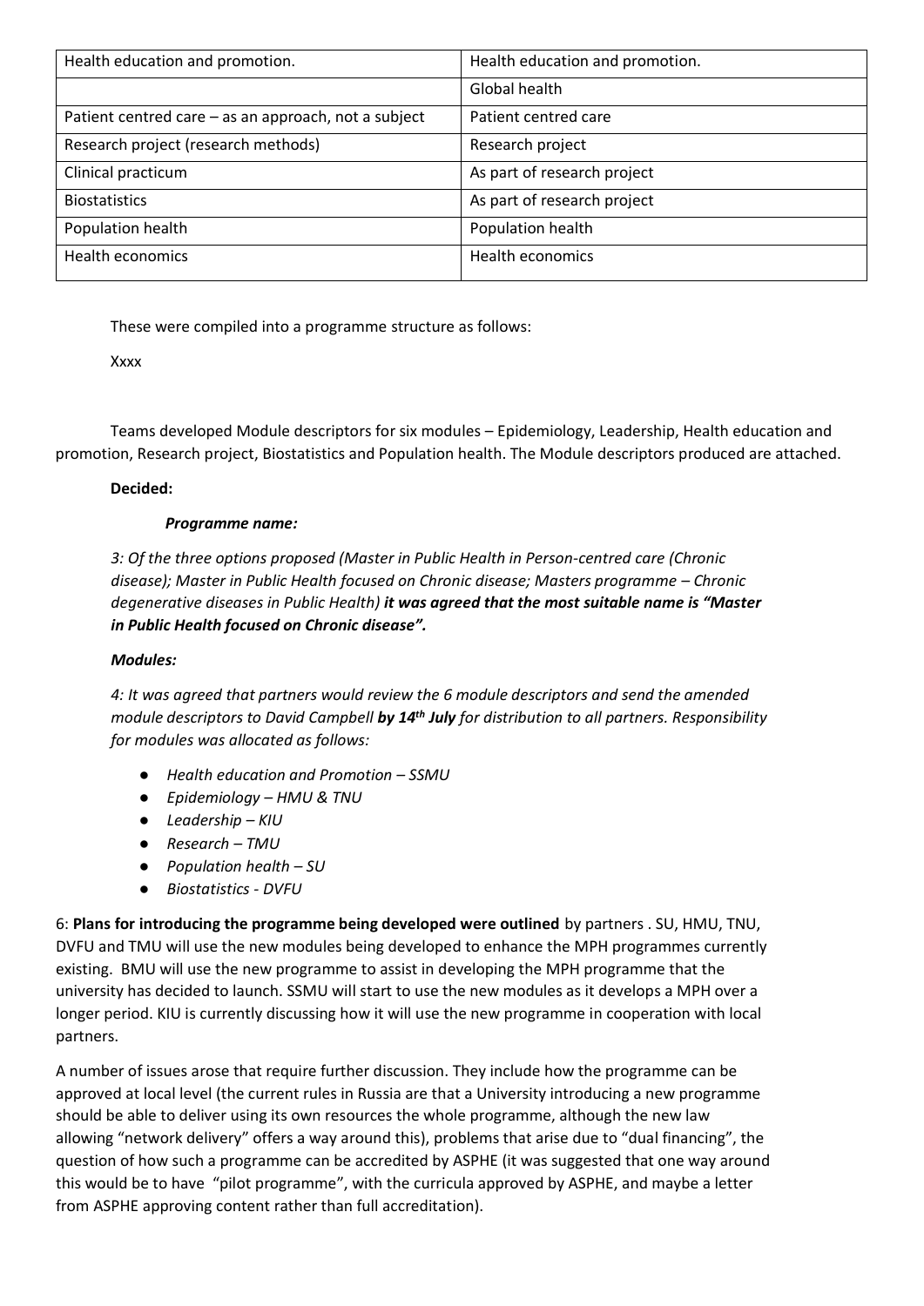| Health education and promotion. | Health education and promotion. |
|---|---|
| | Global health |
| Patient centred care – as an approach, not a subject | Patient centred care |
| Research project (research methods) | Research project |
| Clinical practicum | As part of research project |
| Biostatistics | As part of research project |
| Population health | Population health |
| Health economics | Health economics |

These were compiled into a programme structure as follows:

Xxxx

Teams developed Module descriptors for six modules – Epidemiology, Leadership, Health education and promotion, Research project, Biostatistics and Population health. The Module descriptors produced are attached.

**Decided:**

***Programme name:***

*3: Of the three options proposed (Master in Public Health in Person-centred care (Chronic disease); Master in Public Health focused on Chronic disease; Masters programme – Chronic degenerative diseases in Public Health)* ***it was agreed that the most suitable name is "Master in Public Health focused on Chronic disease".***

***Modules:***

*4: It was agreed that partners would review the 6 module descriptors and send the amended module descriptors to David Campbell* ***by 14th July*** *for distribution to all partners. Responsibility for modules was allocated as follows:*

- *Health education and Promotion – SSMU*
- *Epidemiology – HMU & TNU*
- *Leadership – KIU*
- *Research – TMU*
- *Population health – SU*
- *Biostatistics - DVFU*

6: **Plans for introducing the programme being developed were outlined** by partners . SU, HMU, TNU, DVFU and TMU will use the new modules being developed to enhance the MPH programmes currently existing. BMU will use the new programme to assist in developing the MPH programme that the university has decided to launch. SSMU will start to use the new modules as it develops a MPH over a longer period. KIU is currently discussing how it will use the new programme in cooperation with local partners.

A number of issues arose that require further discussion. They include how the programme can be approved at local level (the current rules in Russia are that a University introducing a new programme should be able to deliver using its own resources the whole programme, although the new law allowing "network delivery" offers a way around this), problems that arise due to "dual financing", the question of how such a programme can be accredited by ASPHE (it was suggested that one way around this would be to have "pilot programme", with the curricula approved by ASPHE, and maybe a letter from ASPHE approving content rather than full accreditation).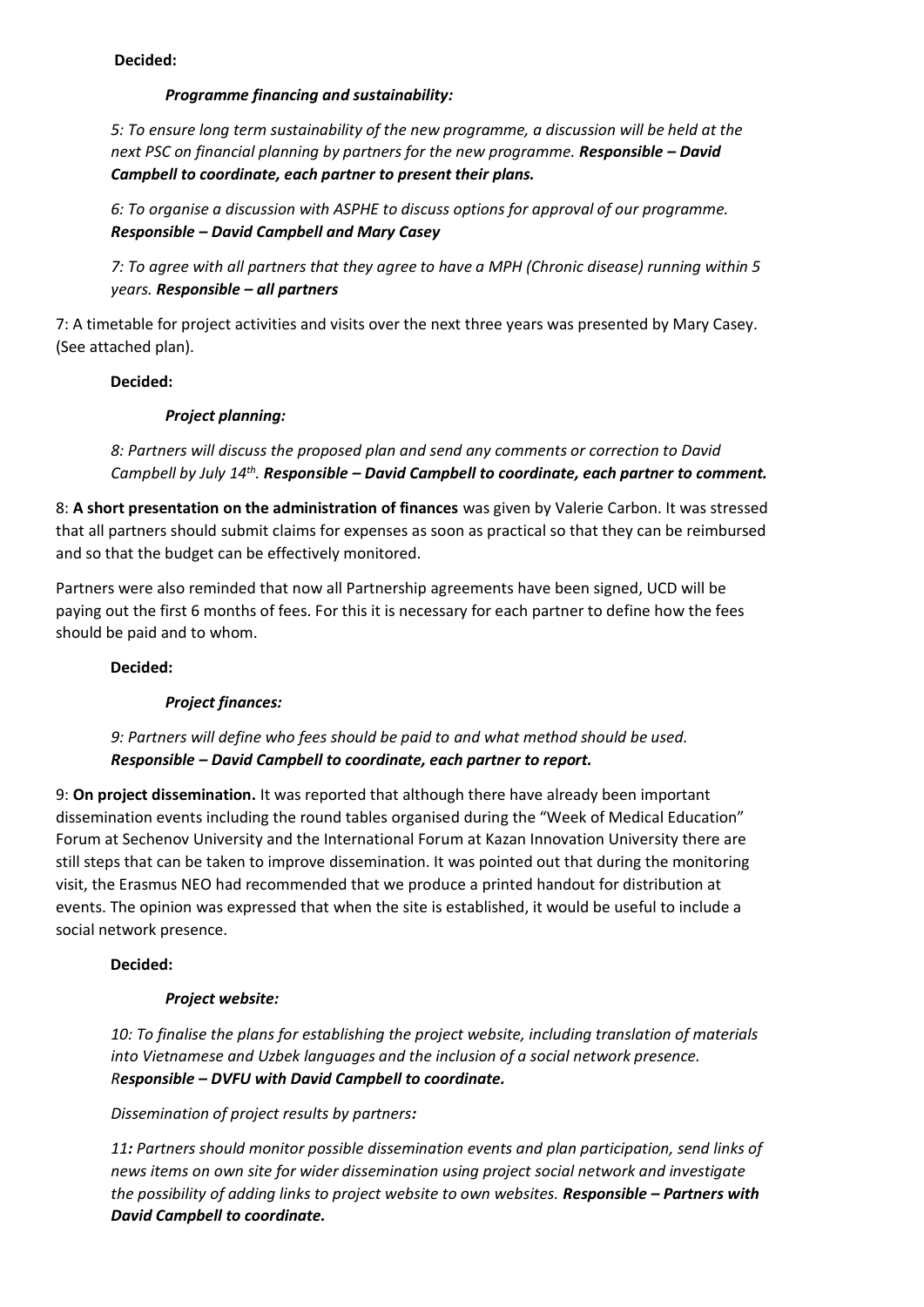**Decided:**

***Programme financing and sustainability:***

*5: To ensure long term sustainability of the new programme, a discussion will be held at the next PSC on financial planning by partners for the new programme.* ***Responsible – David Campbell to coordinate, each partner to present their plans.***

*6: To organise a discussion with ASPHE to discuss options for approval of our programme.* ***Responsible – David Campbell and Mary Casey***

*7: To agree with all partners that they agree to have a MPH (Chronic disease) running within 5 years.* ***Responsible – all partners***

7: A timetable for project activities and visits over the next three years was presented by Mary Casey. (See attached plan).

**Decided:**

***Project planning:***

*8: Partners will discuss the proposed plan and send any comments or correction to David Campbell by July 14th.* ***Responsible – David Campbell to coordinate, each partner to comment.***

8: **A short presentation on the administration of finances** was given by Valerie Carbon. It was stressed that all partners should submit claims for expenses as soon as practical so that they can be reimbursed and so that the budget can be effectively monitored.

Partners were also reminded that now all Partnership agreements have been signed, UCD will be paying out the first 6 months of fees. For this it is necessary for each partner to define how the fees should be paid and to whom.

**Decided:**

***Project finances:***

*9: Partners will define who fees should be paid to and what method should be used.* ***Responsible – David Campbell to coordinate, each partner to report.***

9: **On project dissemination.** It was reported that although there have already been important dissemination events including the round tables organised during the "Week of Medical Education" Forum at Sechenov University and the International Forum at Kazan Innovation University there are still steps that can be taken to improve dissemination. It was pointed out that during the monitoring visit, the Erasmus NEO had recommended that we produce a printed handout for distribution at events. The opinion was expressed that when the site is established, it would be useful to include a social network presence.

**Decided:**

***Project website:***

*10: To finalise the plans for establishing the project website, including translation of materials into Vietnamese and Uzbek languages and the inclusion of a social network presence.* *R**esponsible – DVFU with David Campbell to coordinate.***

*Dissemination of project results by partners:*

*11: Partners should monitor possible dissemination events and plan participation, send links of news items on own site for wider dissemination using project social network and investigate the possibility of adding links to project website to own websites.* ***Responsible – Partners with David Campbell to coordinate.***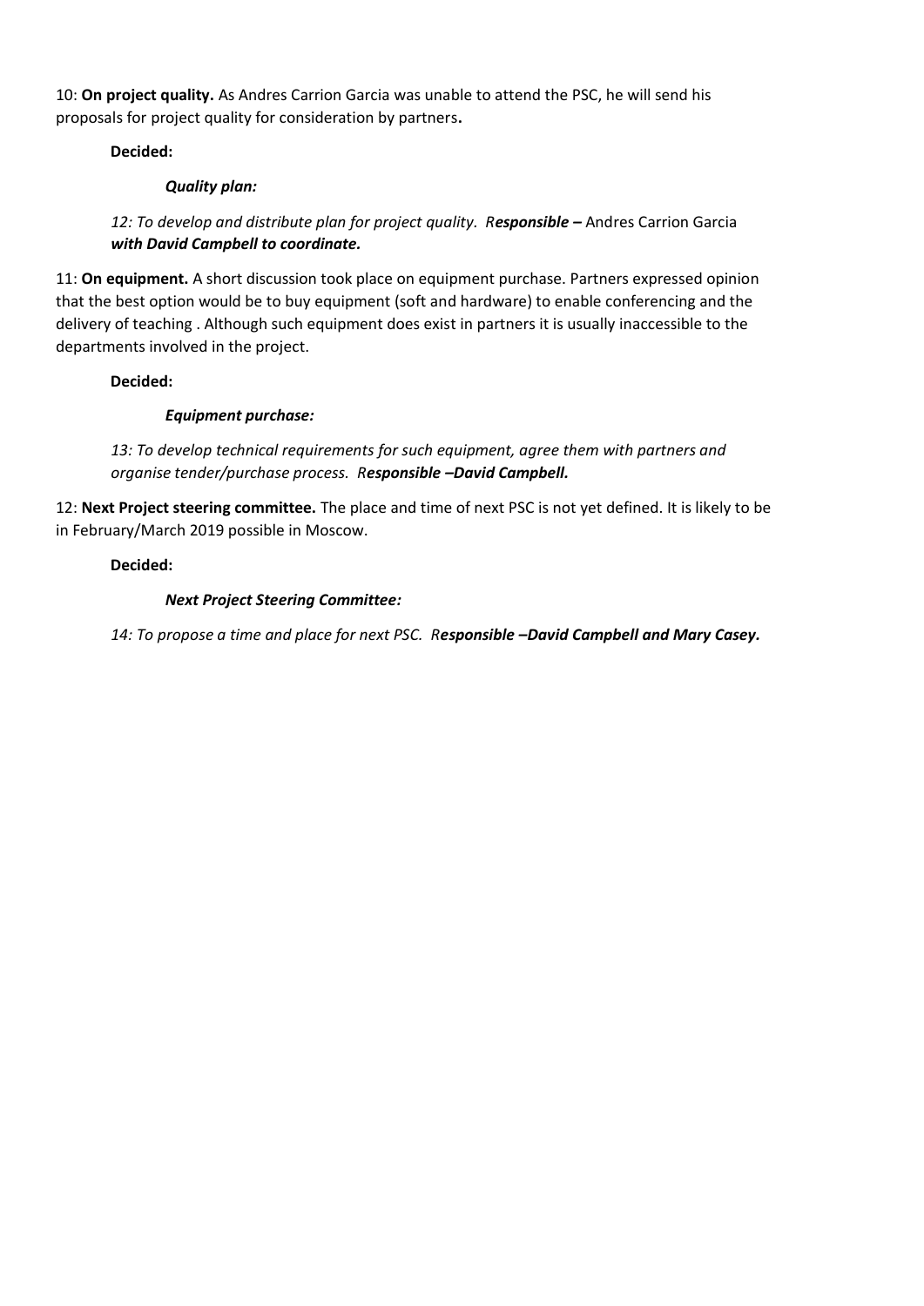10: **On project quality.** As Andres Carrion Garcia was unable to attend the PSC, he will send his proposals for project quality for consideration by partners**.**

**Decided:**

***Quality plan:***

*12: To develop and distribute plan for project quality. R**esponsible –*** Andres Carrion Garcia ***with David Campbell to coordinate.***

11: **On equipment.** A short discussion took place on equipment purchase. Partners expressed opinion that the best option would be to buy equipment (soft and hardware) to enable conferencing and the delivery of teaching . Although such equipment does exist in partners it is usually inaccessible to the departments involved in the project.

**Decided:**

***Equipment purchase:***

*13: To develop technical requirements for such equipment, agree them with partners and organise tender/purchase process. R**esponsible –David Campbell.***

12: **Next Project steering committee.** The place and time of next PSC is not yet defined. It is likely to be in February/March 2019 possible in Moscow.

**Decided:**

***Next Project Steering Committee:***

*14: To propose a time and place for next PSC. R**esponsible –David Campbell and Mary Casey.***